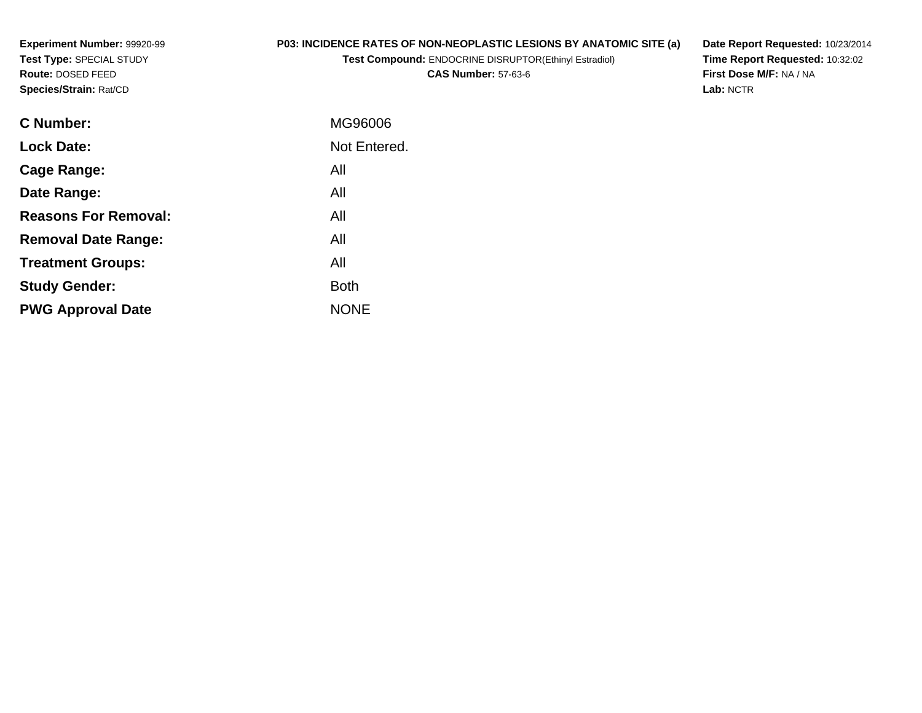**Experiment Number:** 99920-99
**Test Type:** SPECIAL STUDY
**Route:** DOSED FEED
**Species/Strain:** Rat/CD

**P03: INCIDENCE RATES OF NON-NEOPLASTIC LESIONS BY ANATOMIC SITE (a)**
**Test Compound:** ENDOCRINE DISRUPTOR(Ethinyl Estradiol)
**CAS Number:** 57-63-6

**Date Report Requested:** 10/23/2014
**Time Report Requested:** 10:32:02
**First Dose M/F:** NA / NA
**Lab:** NCTR

| | |
|---|---|
| **C Number:** | MG96006 |
| **Lock Date:** | Not Entered. |
| **Cage Range:** | All |
| **Date Range:** | All |
| **Reasons For Removal:** | All |
| **Removal Date Range:** | All |
| **Treatment Groups:** | All |
| **Study Gender:** | Both |
| **PWG Approval Date** | NONE |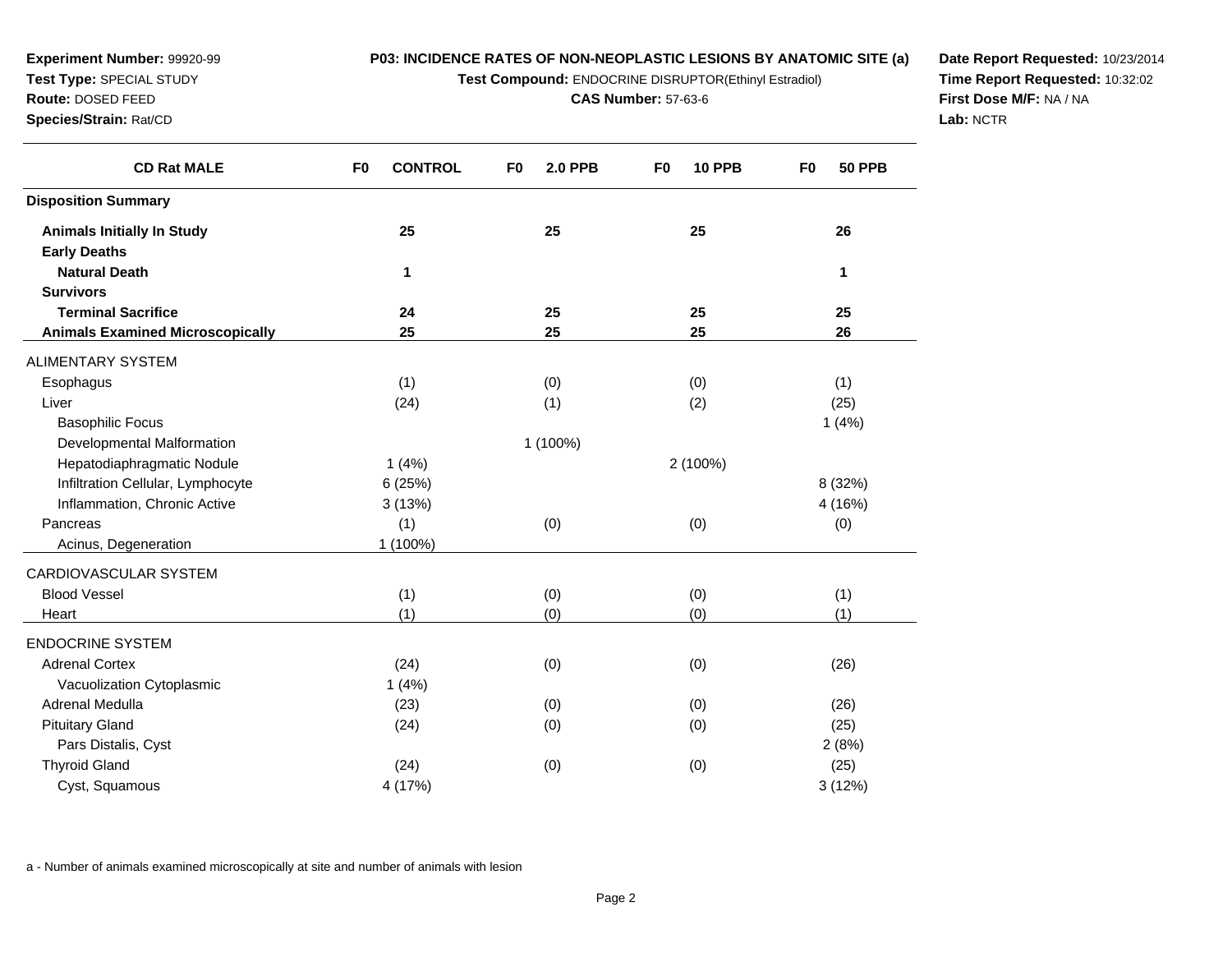**Experiment Number:** 99920-99
**Test Type:** SPECIAL STUDY
**Route:** DOSED FEED
**Species/Strain:** Rat/CD

**P03: INCIDENCE RATES OF NON-NEOPLASTIC LESIONS BY ANATOMIC SITE (a)**
**Test Compound:** ENDOCRINE DISRUPTOR(Ethinyl Estradiol)
**CAS Number:** 57-63-6

**Date Report Requested:** 10/23/2014
**Time Report Requested:** 10:32:02
**First Dose M/F:** NA / NA
**Lab:** NCTR

| CD Rat MALE | F0 CONTROL | F0 2.0 PPB | F0 10 PPB | F0 50 PPB |
|---|---|---|---|---|
| **Disposition Summary** | | | | |
| **Animals Initially In Study** | 25 | 25 | 25 | 26 |
| **Early Deaths** | | | | |
| **Natural Death** | 1 | | | 1 |
| **Survivors** | | | | |
| **Terminal Sacrifice** | 24 | 25 | 25 | 25 |
| **Animals Examined Microscopically** | 25 | 25 | 25 | 26 |
| ALIMENTARY SYSTEM | | | | |
| Esophagus | (1) | (0) | (0) | (1) |
| Liver | (24) | (1) | (2) | (25) |
| Basophilic Focus | | | | 1 (4%) |
| Developmental Malformation | | 1 (100%) | | |
| Hepatodiaphragmatic Nodule | 1 (4%) | | 2 (100%) | |
| Infiltration Cellular, Lymphocyte | 6 (25%) | | | 8 (32%) |
| Inflammation, Chronic Active | 3 (13%) | | | 4 (16%) |
| Pancreas | (1) | (0) | (0) | (0) |
| Acinus, Degeneration | 1 (100%) | | | |
| CARDIOVASCULAR SYSTEM | | | | |
| Blood Vessel | (1) | (0) | (0) | (1) |
| Heart | (1) | (0) | (0) | (1) |
| ENDOCRINE SYSTEM | | | | |
| Adrenal Cortex | (24) | (0) | (0) | (26) |
| Vacuolization Cytoplasmic | 1 (4%) | | | |
| Adrenal Medulla | (23) | (0) | (0) | (26) |
| Pituitary Gland | (24) | (0) | (0) | (25) |
| Pars Distalis, Cyst | | | | 2 (8%) |
| Thyroid Gland | (24) | (0) | (0) | (25) |
| Cyst, Squamous | 4 (17%) | | | 3 (12%) |

a - Number of animals examined microscopically at site and number of animals with lesion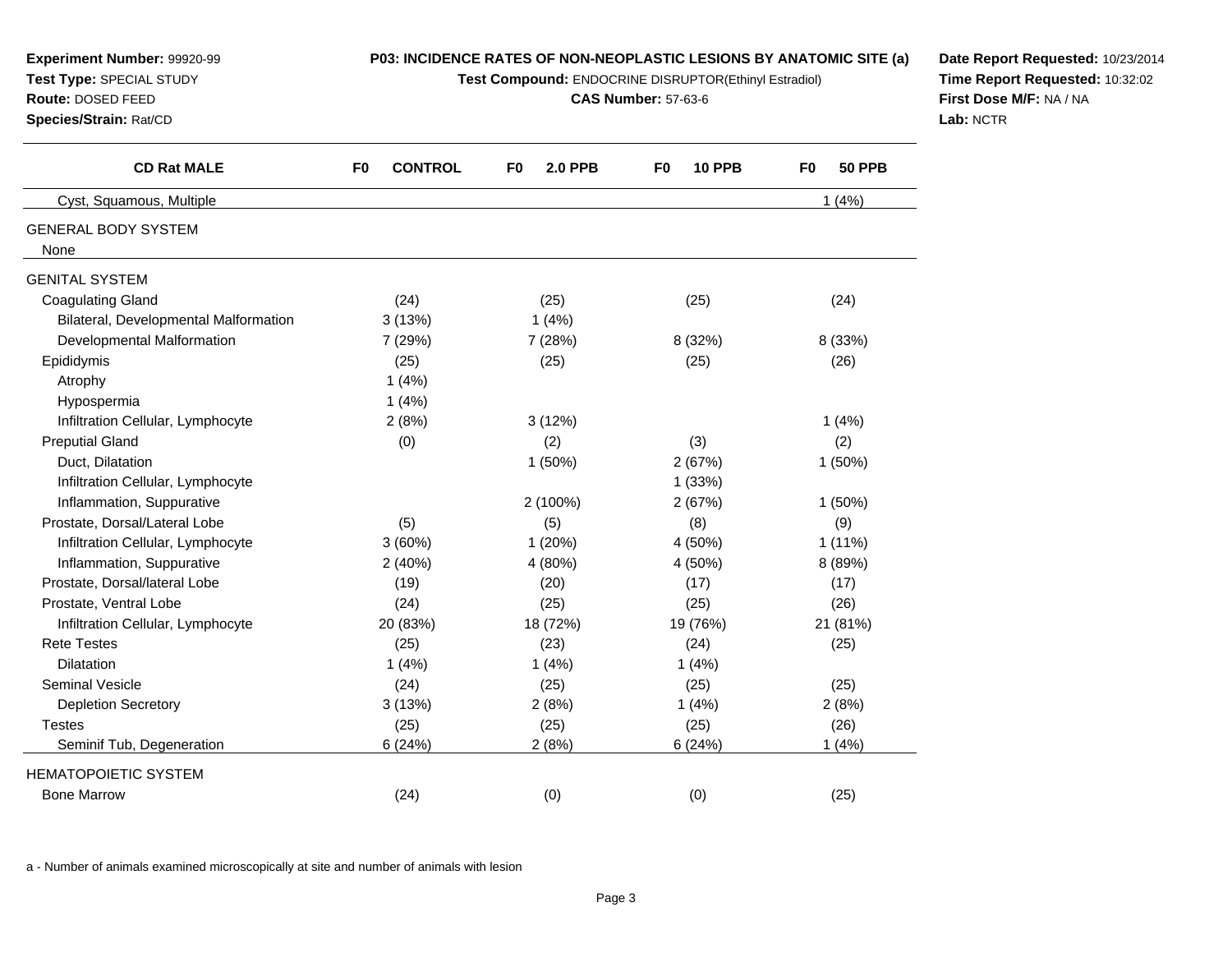**Experiment Number:** 99920-99
**Test Type:** SPECIAL STUDY
**Route:** DOSED FEED
**Species/Strain:** Rat/CD

**P03: INCIDENCE RATES OF NON-NEOPLASTIC LESIONS BY ANATOMIC SITE (a)**
**Test Compound:** ENDOCRINE DISRUPTOR(Ethinyl Estradiol)
**CAS Number:** 57-63-6

**Date Report Requested:** 10/23/2014
**Time Report Requested:** 10:32:02
**First Dose M/F:** NA / NA
**Lab:** NCTR

| CD Rat MALE | F0 CONTROL | F0 2.0 PPB | F0 10 PPB | F0 50 PPB |
|---|---|---|---|---|
| Cyst, Squamous, Multiple | | | | 1 (4%) |
| GENERAL BODY SYSTEM | | | | |
| None | | | | |
| GENITAL SYSTEM | | | | |
| Coagulating Gland | (24) | (25) | (25) | (24) |
| Bilateral, Developmental Malformation | 3 (13%) | 1 (4%) | | |
| Developmental Malformation | 7 (29%) | 7 (28%) | 8 (32%) | 8 (33%) |
| Epididymis | (25) | (25) | (25) | (26) |
| Atrophy | 1 (4%) | | | |
| Hypospermia | 1 (4%) | | | |
| Infiltration Cellular, Lymphocyte | 2 (8%) | 3 (12%) | | 1 (4%) |
| Preputial Gland | (0) | (2) | (3) | (2) |
| Duct, Dilatation | | 1 (50%) | 2 (67%) | 1 (50%) |
| Infiltration Cellular, Lymphocyte | | | 1 (33%) | |
| Inflammation, Suppurative | | 2 (100%) | 2 (67%) | 1 (50%) |
| Prostate, Dorsal/Lateral Lobe | (5) | (5) | (8) | (9) |
| Infiltration Cellular, Lymphocyte | 3 (60%) | 1 (20%) | 4 (50%) | 1 (11%) |
| Inflammation, Suppurative | 2 (40%) | 4 (80%) | 4 (50%) | 8 (89%) |
| Prostate, Dorsal/lateral Lobe | (19) | (20) | (17) | (17) |
| Prostate, Ventral Lobe | (24) | (25) | (25) | (26) |
| Infiltration Cellular, Lymphocyte | 20 (83%) | 18 (72%) | 19 (76%) | 21 (81%) |
| Rete Testes | (25) | (23) | (24) | (25) |
| Dilatation | 1 (4%) | 1 (4%) | 1 (4%) | |
| Seminal Vesicle | (24) | (25) | (25) | (25) |
| Depletion Secretory | 3 (13%) | 2 (8%) | 1 (4%) | 2 (8%) |
| Testes | (25) | (25) | (25) | (26) |
| Seminif Tub, Degeneration | 6 (24%) | 2 (8%) | 6 (24%) | 1 (4%) |
| HEMATOPOIETIC SYSTEM | | | | |
| Bone Marrow | (24) | (0) | (0) | (25) |

a - Number of animals examined microscopically at site and number of animals with lesion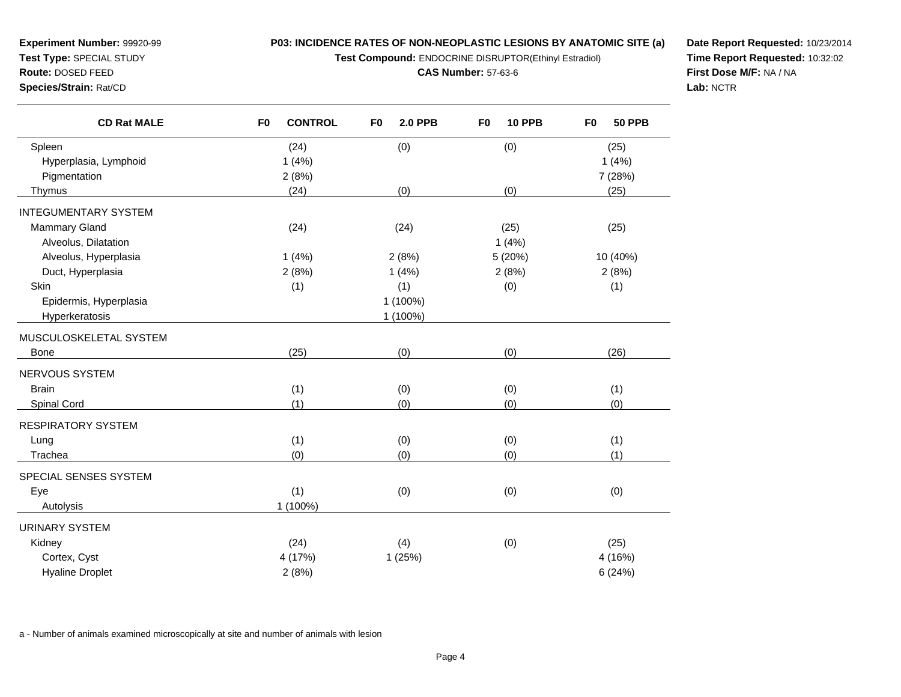**Experiment Number:** 99920-99
**Test Type:** SPECIAL STUDY
**Route:** DOSED FEED
**Species/Strain:** Rat/CD

**P03: INCIDENCE RATES OF NON-NEOPLASTIC LESIONS BY ANATOMIC SITE (a)**
**Test Compound:** ENDOCRINE DISRUPTOR(Ethinyl Estradiol)
**CAS Number:** 57-63-6

**Date Report Requested:** 10/23/2014
**Time Report Requested:** 10:32:02
**First Dose M/F:** NA / NA
**Lab:** NCTR

| CD Rat MALE | F0 CONTROL | F0 2.0 PPB | F0 10 PPB | F0 50 PPB |
|---|---|---|---|---|
| Spleen | (24) | (0) | (0) | (25) |
| Hyperplasia, Lymphoid | 1 (4%) | | | 1 (4%) |
| Pigmentation | 2 (8%) | | | 7 (28%) |
| Thymus | (24) | (0) | (0) | (25) |
| INTEGUMENTARY SYSTEM | | | | |
| Mammary Gland | (24) | (24) | (25) | (25) |
| Alveolus, Dilatation | | | 1 (4%) | |
| Alveolus, Hyperplasia | 1 (4%) | 2 (8%) | 5 (20%) | 10 (40%) |
| Duct, Hyperplasia | 2 (8%) | 1 (4%) | 2 (8%) | 2 (8%) |
| Skin | (1) | (1) | (0) | (1) |
| Epidermis, Hyperplasia | | 1 (100%) | | |
| Hyperkeratosis | | 1 (100%) | | |
| MUSCULOSKELETAL SYSTEM | | | | |
| Bone | (25) | (0) | (0) | (26) |
| NERVOUS SYSTEM | | | | |
| Brain | (1) | (0) | (0) | (1) |
| Spinal Cord | (1) | (0) | (0) | (0) |
| RESPIRATORY SYSTEM | | | | |
| Lung | (1) | (0) | (0) | (1) |
| Trachea | (0) | (0) | (0) | (1) |
| SPECIAL SENSES SYSTEM | | | | |
| Eye | (1) | (0) | (0) | (0) |
| Autolysis | 1 (100%) | | | |
| URINARY SYSTEM | | | | |
| Kidney | (24) | (4) | (0) | (25) |
| Cortex, Cyst | 4 (17%) | 1 (25%) | | 4 (16%) |
| Hyaline Droplet | 2 (8%) | | | 6 (24%) |

a - Number of animals examined microscopically at site and number of animals with lesion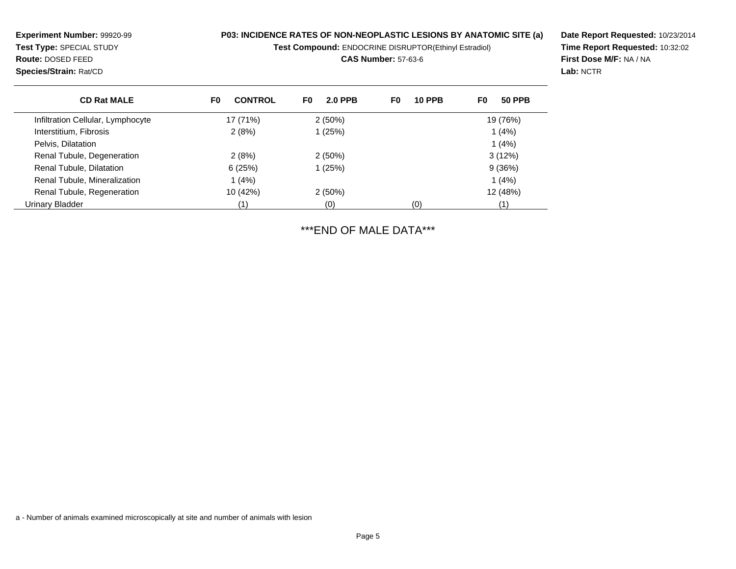**Experiment Number:** 99920-99
**Test Type:** SPECIAL STUDY
**Route:** DOSED FEED
**Species/Strain:** Rat/CD

**P03: INCIDENCE RATES OF NON-NEOPLASTIC LESIONS BY ANATOMIC SITE (a)**
**Test Compound:** ENDOCRINE DISRUPTOR(Ethinyl Estradiol)
**CAS Number:** 57-63-6

**Date Report Requested:** 10/23/2014
**Time Report Requested:** 10:32:02
**First Dose M/F:** NA / NA
**Lab:** NCTR

| CD Rat MALE | F0 CONTROL | F0 2.0 PPB | F0 10 PPB | F0 50 PPB |
|---|---|---|---|---|
| Infiltration Cellular, Lymphocyte | 17 (71%) | 2 (50%) | | 19 (76%) |
| Interstitium, Fibrosis | 2 (8%) | 1 (25%) | | 1 (4%) |
| Pelvis, Dilatation | | | | 1 (4%) |
| Renal Tubule, Degeneration | 2 (8%) | 2 (50%) | | 3 (12%) |
| Renal Tubule, Dilatation | 6 (25%) | 1 (25%) | | 9 (36%) |
| Renal Tubule, Mineralization | 1 (4%) | | | 1 (4%) |
| Renal Tubule, Regeneration | 10 (42%) | 2 (50%) | | 12 (48%) |
| Urinary Bladder | (1) | (0) | (0) | (1) |

***END OF MALE DATA***

a - Number of animals examined microscopically at site and number of animals with lesion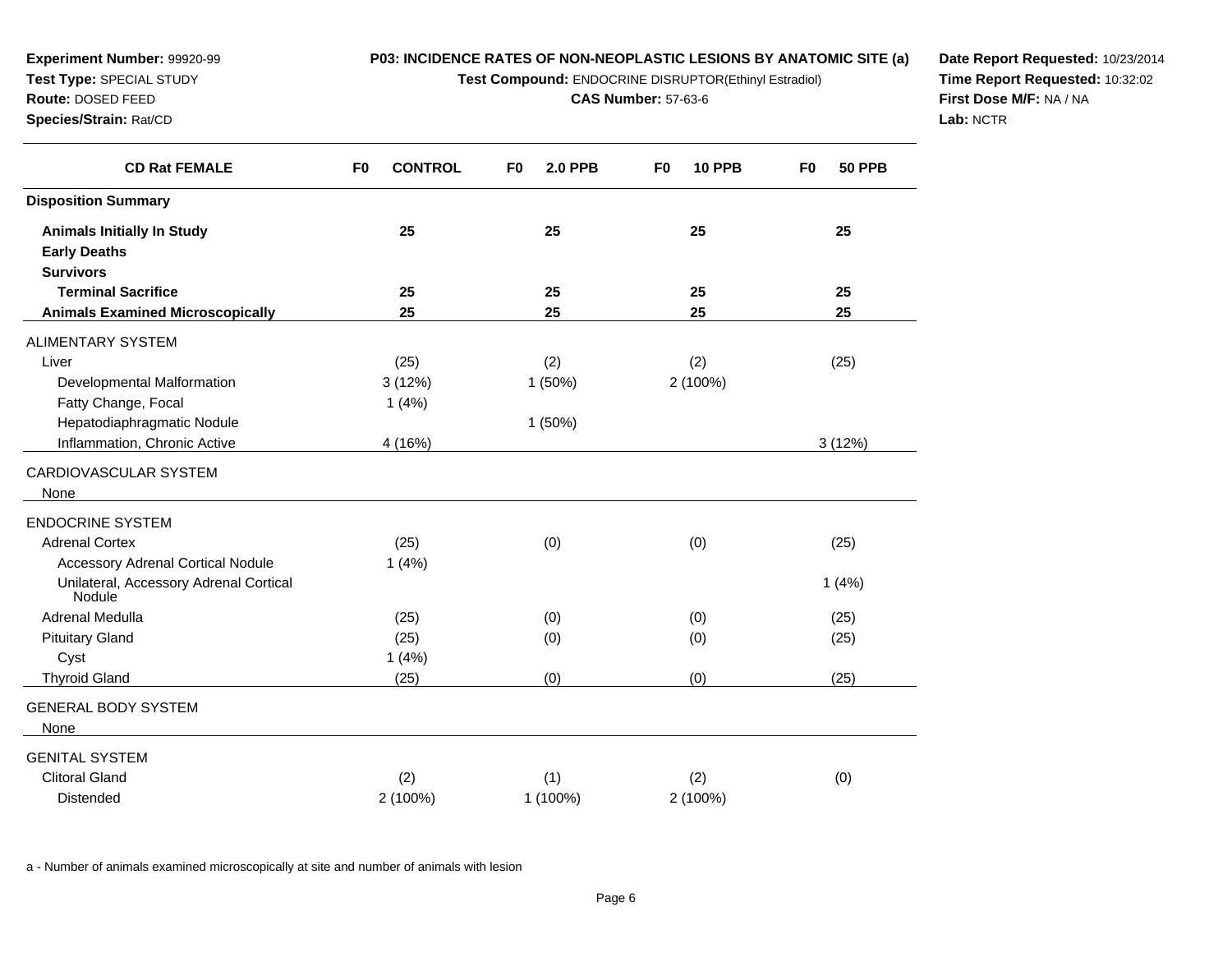**Experiment Number:** 99920-99
**Test Type:** SPECIAL STUDY
**Route:** DOSED FEED
**Species/Strain:** Rat/CD

**P03: INCIDENCE RATES OF NON-NEOPLASTIC LESIONS BY ANATOMIC SITE (a)**
**Test Compound:** ENDOCRINE DISRUPTOR(Ethinyl Estradiol)
**CAS Number:** 57-63-6

**Date Report Requested:** 10/23/2014
**Time Report Requested:** 10:32:02
**First Dose M/F:** NA / NA
**Lab:** NCTR

| CD Rat FEMALE | F0 CONTROL | F0 2.0 PPB | F0 10 PPB | F0 50 PPB |
|---|---|---|---|---|
| **Disposition Summary** | | | | |
| **Animals Initially In Study** | 25 | 25 | 25 | 25 |
| **Early Deaths** | | | | |
| **Survivors** | | | | |
| **Terminal Sacrifice** | 25 | 25 | 25 | 25 |
| **Animals Examined Microscopically** | 25 | 25 | 25 | 25 |
| ALIMENTARY SYSTEM | | | | |
| Liver | (25) | (2) | (2) | (25) |
| Developmental Malformation | 3 (12%) | 1 (50%) | 2 (100%) | |
| Fatty Change, Focal | 1 (4%) | | | |
| Hepatodiaphragmatic Nodule | | 1 (50%) | | |
| Inflammation, Chronic Active | 4 (16%) | | | 3 (12%) |
| CARDIOVASCULAR SYSTEM | | | | |
| None | | | | |
| ENDOCRINE SYSTEM | | | | |
| Adrenal Cortex | (25) | (0) | (0) | (25) |
| Accessory Adrenal Cortical Nodule | 1 (4%) | | | |
| Unilateral, Accessory Adrenal Cortical Nodule | | | | 1 (4%) |
| Adrenal Medulla | (25) | (0) | (0) | (25) |
| Pituitary Gland | (25) | (0) | (0) | (25) |
| Cyst | 1 (4%) | | | |
| Thyroid Gland | (25) | (0) | (0) | (25) |
| GENERAL BODY SYSTEM | | | | |
| None | | | | |
| GENITAL SYSTEM | | | | |
| Clitoral Gland | (2) | (1) | (2) | (0) |
| Distended | 2 (100%) | 1 (100%) | 2 (100%) | |

a - Number of animals examined microscopically at site and number of animals with lesion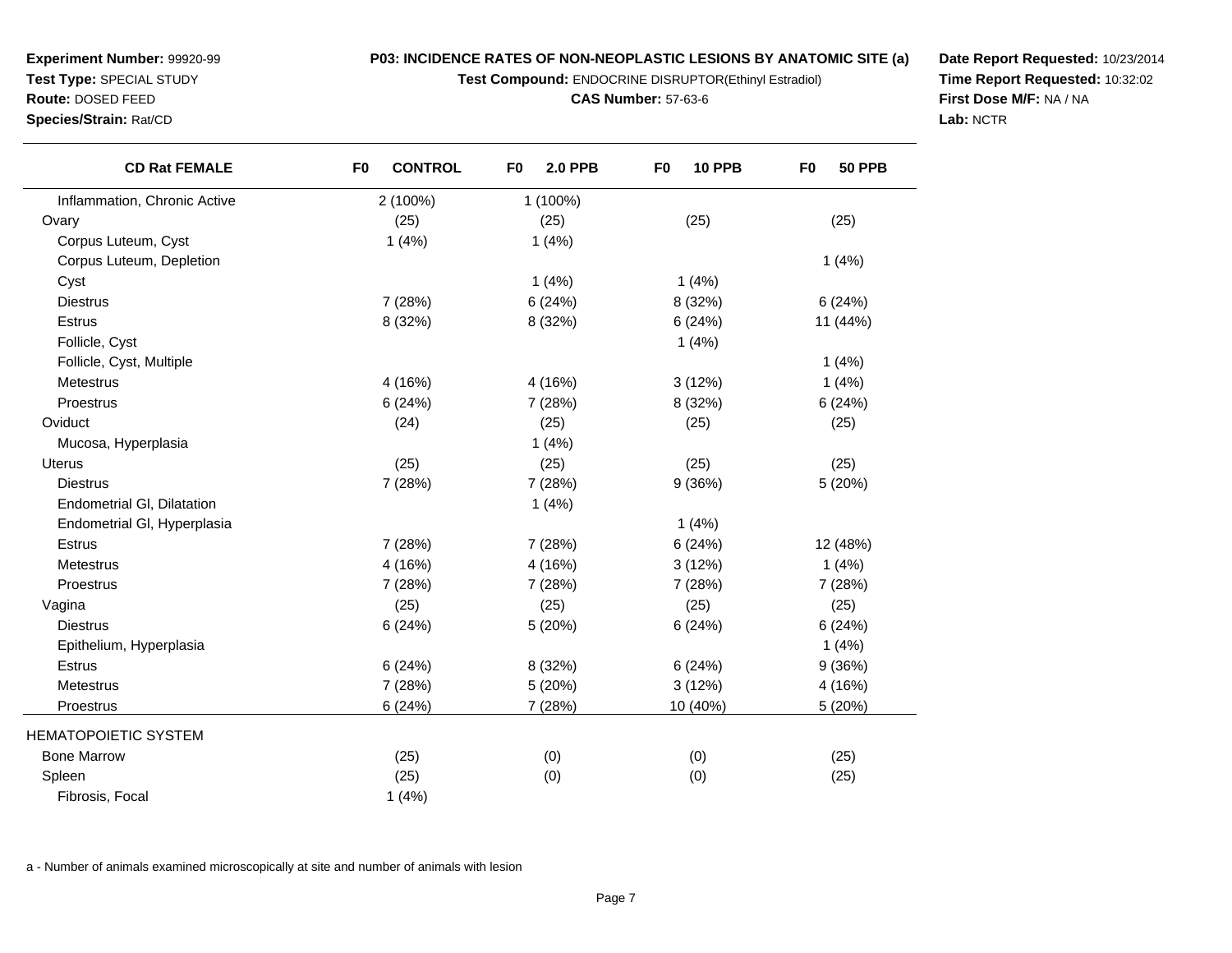**Experiment Number:** 99920-99
**Test Type:** SPECIAL STUDY
**Route:** DOSED FEED
**Species/Strain:** Rat/CD

**P03: INCIDENCE RATES OF NON-NEOPLASTIC LESIONS BY ANATOMIC SITE (a)**
**Test Compound:** ENDOCRINE DISRUPTOR(Ethinyl Estradiol)
**CAS Number:** 57-63-6

**Date Report Requested:** 10/23/2014
**Time Report Requested:** 10:32:02
**First Dose M/F:** NA / NA
**Lab:** NCTR

| CD Rat FEMALE | F0 CONTROL | F0 2.0 PPB | F0 10 PPB | F0 50 PPB |
|---|---|---|---|---|
| Inflammation, Chronic Active | 2 (100%) | 1 (100%) | | |
| Ovary | (25) | (25) | (25) | (25) |
| Corpus Luteum, Cyst | 1 (4%) | 1 (4%) | | |
| Corpus Luteum, Depletion | | | | 1 (4%) |
| Cyst | | 1 (4%) | 1 (4%) | |
| Diestrus | 7 (28%) | 6 (24%) | 8 (32%) | 6 (24%) |
| Estrus | 8 (32%) | 8 (32%) | 6 (24%) | 11 (44%) |
| Follicle, Cyst | | | 1 (4%) | |
| Follicle, Cyst, Multiple | | | | 1 (4%) |
| Metestrus | 4 (16%) | 4 (16%) | 3 (12%) | 1 (4%) |
| Proestrus | 6 (24%) | 7 (28%) | 8 (32%) | 6 (24%) |
| Oviduct | (24) | (25) | (25) | (25) |
| Mucosa, Hyperplasia | | 1 (4%) | | |
| Uterus | (25) | (25) | (25) | (25) |
| Diestrus | 7 (28%) | 7 (28%) | 9 (36%) | 5 (20%) |
| Endometrial Gl, Dilatation | | 1 (4%) | | |
| Endometrial Gl, Hyperplasia | | | 1 (4%) | |
| Estrus | 7 (28%) | 7 (28%) | 6 (24%) | 12 (48%) |
| Metestrus | 4 (16%) | 4 (16%) | 3 (12%) | 1 (4%) |
| Proestrus | 7 (28%) | 7 (28%) | 7 (28%) | 7 (28%) |
| Vagina | (25) | (25) | (25) | (25) |
| Diestrus | 6 (24%) | 5 (20%) | 6 (24%) | 6 (24%) |
| Epithelium, Hyperplasia | | | | 1 (4%) |
| Estrus | 6 (24%) | 8 (32%) | 6 (24%) | 9 (36%) |
| Metestrus | 7 (28%) | 5 (20%) | 3 (12%) | 4 (16%) |
| Proestrus | 6 (24%) | 7 (28%) | 10 (40%) | 5 (20%) |
| HEMATOPOIETIC SYSTEM | | | | |
| Bone Marrow | (25) | (0) | (0) | (25) |
| Spleen | (25) | (0) | (0) | (25) |
| Fibrosis, Focal | 1 (4%) | | | |

a - Number of animals examined microscopically at site and number of animals with lesion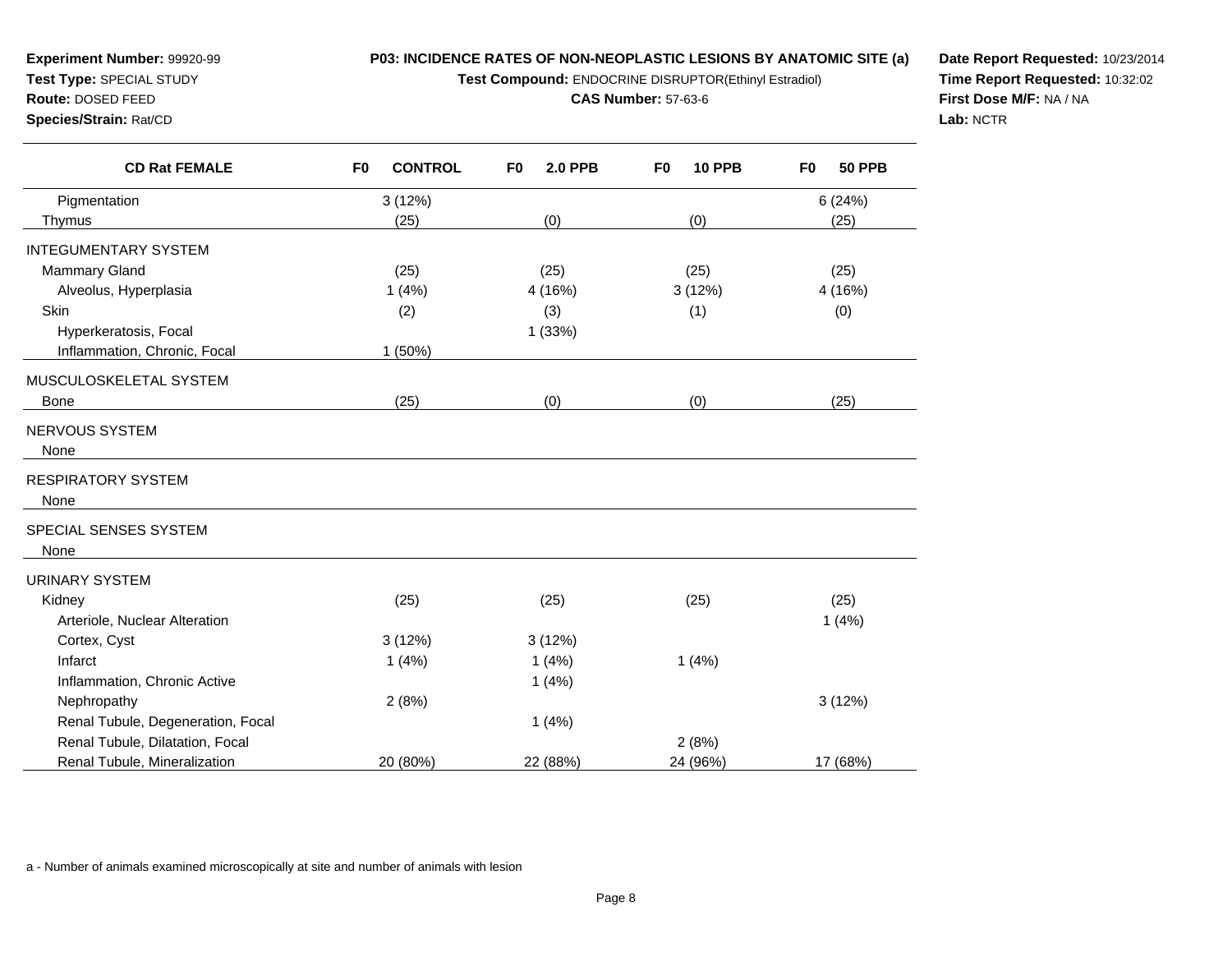**Experiment Number:** 99920-99
**Test Type:** SPECIAL STUDY
**Route:** DOSED FEED
**Species/Strain:** Rat/CD

**P03: INCIDENCE RATES OF NON-NEOPLASTIC LESIONS BY ANATOMIC SITE (a)**
**Test Compound:** ENDOCRINE DISRUPTOR(Ethinyl Estradiol)
**CAS Number:** 57-63-6

**Date Report Requested:** 10/23/2014
**Time Report Requested:** 10:32:02
**First Dose M/F:** NA / NA
**Lab:** NCTR

| CD Rat FEMALE | F0 CONTROL | F0 2.0 PPB | F0 10 PPB | F0 50 PPB |
|---|---|---|---|---|
| Pigmentation | 3 (12%) | | | 6 (24%) |
| Thymus | (25) | (0) | (0) | (25) |
| INTEGUMENTARY SYSTEM | | | | |
| Mammary Gland | (25) | (25) | (25) | (25) |
| Alveolus, Hyperplasia | 1 (4%) | 4 (16%) | 3 (12%) | 4 (16%) |
| Skin | (2) | (3) | (1) | (0) |
| Hyperkeratosis, Focal | | 1 (33%) | | |
| Inflammation, Chronic, Focal | 1 (50%) | | | |
| MUSCULOSKELETAL SYSTEM | | | | |
| Bone | (25) | (0) | (0) | (25) |
| NERVOUS SYSTEM | | | | |
| None | | | | |
| RESPIRATORY SYSTEM | | | | |
| None | | | | |
| SPECIAL SENSES SYSTEM | | | | |
| None | | | | |
| URINARY SYSTEM | | | | |
| Kidney | (25) | (25) | (25) | (25) |
| Arteriole, Nuclear Alteration | | | | 1 (4%) |
| Cortex, Cyst | 3 (12%) | 3 (12%) | | |
| Infarct | 1 (4%) | 1 (4%) | 1 (4%) | |
| Inflammation, Chronic Active | | 1 (4%) | | |
| Nephropathy | 2 (8%) | | | 3 (12%) |
| Renal Tubule, Degeneration, Focal | | 1 (4%) | | |
| Renal Tubule, Dilatation, Focal | | | 2 (8%) | |
| Renal Tubule, Mineralization | 20 (80%) | 22 (88%) | 24 (96%) | 17 (68%) |

a - Number of animals examined microscopically at site and number of animals with lesion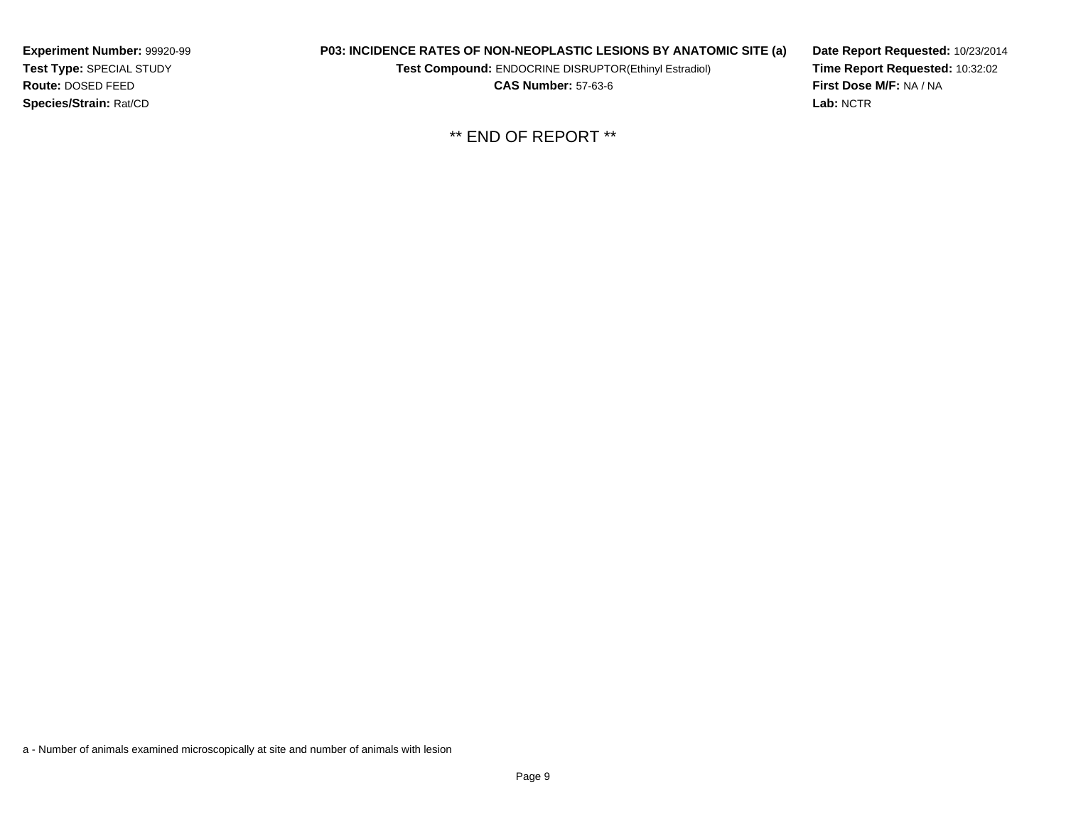**Experiment Number:** 99920-99
**Test Type:** SPECIAL STUDY
**Route:** DOSED FEED
**Species/Strain:** Rat/CD

**P03: INCIDENCE RATES OF NON-NEOPLASTIC LESIONS BY ANATOMIC SITE (a)**
**Test Compound:** ENDOCRINE DISRUPTOR(Ethinyl Estradiol)
**CAS Number:** 57-63-6

**Date Report Requested:** 10/23/2014
**Time Report Requested:** 10:32:02
**First Dose M/F:** NA / NA
**Lab:** NCTR

** END OF REPORT **

a - Number of animals examined microscopically at site and number of animals with lesion